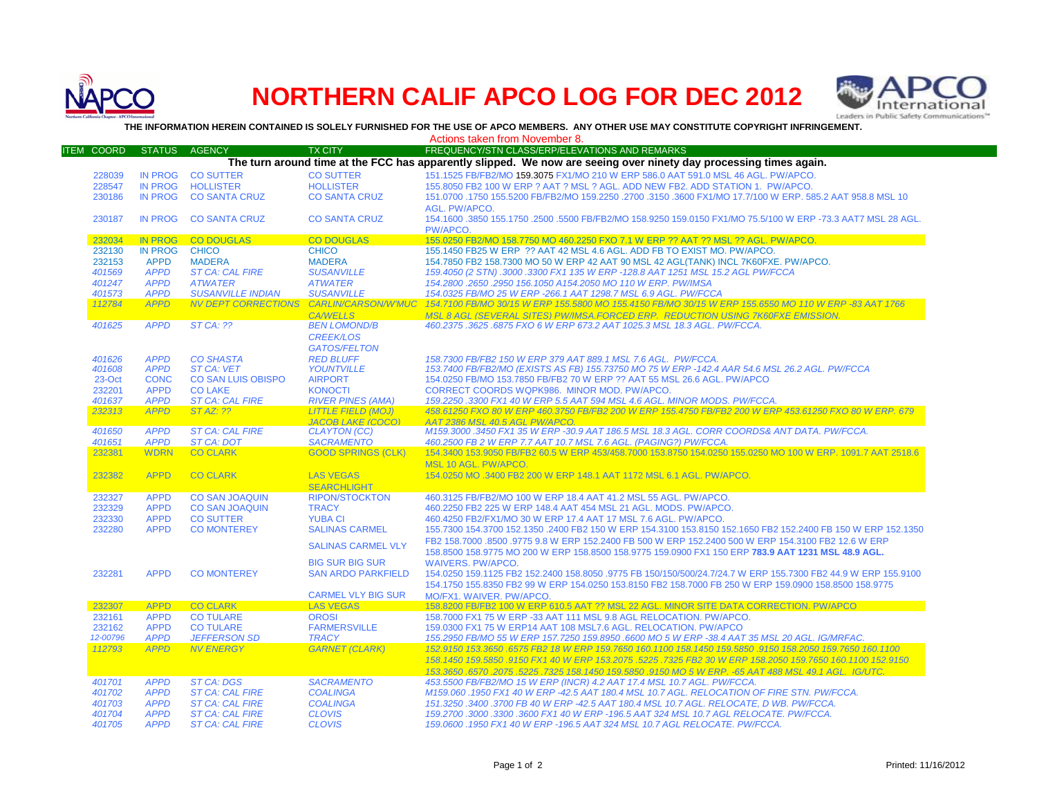# NORTHERN CALIF APCO LOG FOR DEC 2012

**THE INFORMATION HEREIN CONTAINED IS SOLELY FURNISHED FOR THE USE OF APCO MEMBERS. ANY OTHER USE MAY CONSTITUTE COPYRIGHT INFRINGEMENT.**

Actions taken from November 8.

| ITEM | COORD | STATUS | AGENCY | TX CITY | FREQUENCY/STN CLASS/ERP/ELEVATIONS AND REMARKS |
|---|---|---|---|---|---|
| | | | | | **The turn around time at the FCC has apparently slipped. We now are seeing over ninety day processing times again.** |
| | 228039 | IN PROG | CO SUTTER | CO SUTTER | 151.1525 FB/FB2/MO 159.3075 FX1/MO 210 W ERP 586.0 AAT 591.0 MSL 46 AGL. PW/APCO. |
| | 228547 | IN PROG | HOLLISTER | HOLLISTER | 155.8050 FB2 100 W ERP ? AAT ? MSL ? AGL. ADD NEW FB2. ADD STATION 1. PW/APCO. |
| | 230186 | IN PROG | CO SANTA CRUZ | CO SANTA CRUZ | 151.0700 .1750 155.5200 FB/FB2/MO 159.2250 .2700 .3150 .3600 FX1/MO 17.7/100 W ERP. 585.2 AAT 958.8 MSL 10 AGL. PW/APCO. |
| | 230187 | IN PROG | CO SANTA CRUZ | CO SANTA CRUZ | 154.1600 .3850 155.1750 .2500 .5500 FB/FB2/MO 158.9250 159.0150 FX1/MO 75.5/100 W ERP -73.3 AAT7 MSL 28 AGL. PW/APCO. |
| | 232034 | IN PROG | CO DOUGLAS | CO DOUGLAS | 155.0250 FB2/MO 158.7750 MO 460.2250 FXO 7.1 W ERP ?? AAT ?? MSL ?? AGL. PW/APCO. |
| | 232130 | IN PROG | CHICO | CHICO | 155.1450 FB25 W ERP ?? AAT 42 MSL 4.6 AGL. ADD FB TO EXIST MO. PW/APCO. |
| | 232153 | APPD | MADERA | MADERA | 154.7850 FB2 158.7300 MO 50 W ERP 42 AAT 90 MSL 42 AGL(TANK) INCL 7K60FXE. PW/APCO. |
| | *401569* | *APPD* | *ST CA: CAL FIRE* | *SUSANVILLE* | *159.4050 (2 STN) .3000 .3300 FX1 135 W ERP -128.8 AAT 1251 MSL 15.2 AGL PW/FCCA* |
| | *401247* | *APPD* | *ATWATER* | *ATWATER* | *154.2800 .2650 .2950 156.1050 A154.2050 MO 110 W ERP. PW/IMSA* |
| | *401573* | *APPD* | *SUSANVILLE INDIAN* | *SUSANVILLE* | *154.0325 FB/MO 25 W ERP -266.1 AAT 1298.7 MSL 6.9 AGL. PW/FCCA* |
| | *112784* | *APPD* | *NV DEPT CORRECTIONS* | *CARLIN/CARSON/W'MUC CA/WELLS* | *154.7100 FB/MO 30/15 W ERP 155.5800 MO 155.4150 FB/MO 30/15 W ERP 155.6550 MO 110 W ERP -83 AAT 1766 MSL 8 AGL (SEVERAL SITES) PW/IMSA.FORCED ERP. REDUCTION USING 7K60FXE EMISSION.* |
| | *401625* | *APPD* | *ST CA: ??* | *BEN LOMOND/B CREEK/LOS GATOS/FELTON* | *460.2375 .3625 .6875 FXO 6 W ERP 673.2 AAT 1025.3 MSL 18.3 AGL. PW/FCCA.* |
| | *401626* | *APPD* | *CO SHASTA* | *RED BLUFF* | *158.7300 FB/FB2 150 W ERP 379 AAT 889.1 MSL 7.6 AGL. PW/FCCA.* |
| | *401608* | *APPD* | *ST CA: VET* | *YOUNTVILLE* | *153.7400 FB/FB2/MO (EXISTS AS FB) 155.73750 MO 75 W ERP -142.4 AAR 54.6 MSL 26.2 AGL. PW/FCCA* |
| | 23-Oct | CONC | CO SAN LUIS OBISPO | AIRPORT | 154.0250 FB/MO 153.7850 FB/FB2 70 W ERP ?? AAT 55 MSL 26.6 AGL. PW/APCO |
| | 232201 | APPD | CO LAKE | KONOCTI | CORRECT COORDS WQPK986. MINOR MOD. PW/APCO. |
| | *401637* | *APPD* | *ST CA: CAL FIRE* | *RIVER PINES (AMA)* | *159.2250 .3300 FX1 40 W ERP 5.5 AAT 594 MSL 4.6 AGL. MINOR MODS. PW/FCCA.* |
| | *232313* | *APPD* | *ST AZ: ??* | *LITTLE FIELD (MOJ) JACOB LAKE (COCO)* | *458.61250 FXO 80 W ERP 460.3750 FB/FB2 200 W ERP 155.4750 FB/FB2 200 W ERP 453.61250 FXO 80 W ERP. 679 AAT 2386 MSL 40.5 AGL PW/APCO.* |
| | *401650* | *APPD* | *ST CA: CAL FIRE* | *CLAYTON (CC)* | *M159.3000 .3450 FX1 35 W ERP -30.9 AAT 186.5 MSL 18.3 AGL. CORR COORDS& ANT DATA. PW/FCCA.* |
| | *401651* | *APPD* | *ST CA: DOT* | *SACRAMENTO* | *460.2500 FB 2 W ERP 7.7 AAT 10.7 MSL 7.6 AGL. (PAGING?) PW/FCCA.* |
| | 232381 | WDRN | CO CLARK | GOOD SPRINGS (CLK) | 154.3400 153.9050 FB/FB2 60.5 W ERP 453/458.7000 153.8750 154.0250 155.0250 MO 100 W ERP. 1091.7 AAT 2518.6 MSL 10 AGL. PW/APCO. |
| | 232382 | APPD | CO CLARK | LAS VEGAS SEARCHLIGHT | 154.0250 MO .3400 FB2 200 W ERP 148.1 AAT 1172 MSL 6.1 AGL. PW/APCO. |
| | 232327 | APPD | CO SAN JOAQUIN | RIPON/STOCKTON | 460.3125 FB/FB2/MO 100 W ERP 18.4 AAT 41.2 MSL 55 AGL. PW/APCO. |
| | 232329 | APPD | CO SAN JOAQUIN | TRACY | 460.2250 FB2 225 W ERP 148.4 AAT 454 MSL 21 AGL. MODS. PW/APCO. |
| | 232330 | APPD | CO SUTTER | YUBA CI | 460.4250 FB2/FX1/MO 30 W ERP 17.4 AAT 17 MSL 7.6 AGL. PW/APCO. |
| | 232280 | APPD | CO MONTEREY | SALINAS CARMEL SALINAS CARMEL VLY BIG SUR BIG SUR | 155.7300 154.3700 152.1350 .2400 FB2 150 W ERP 154.3100 153.8150 152.1650 FB2 152.2400 FB 150 W ERP 152.1350 FB2 158.7000 .8500 .9775 9.8 W ERP 152.2400 FB 500 W ERP 152.2400 500 W ERP 154.3100 FB2 12.6 W ERP 158.8500 158.9775 MO 200 W ERP 158.8500 158.9775 159.0900 FX1 150 ERP **783.9 AAT 1231 MSL 48.9 AGL.** WAIVERS. PW/APCO. |
| | 232281 | APPD | CO MONTEREY | SAN ARDO PARKFIELD CARMEL VLY BIG SUR | 154.0250 159.1125 FB2 152.2400 158.8050 .9775 FB 150/150/500/24.7/24.7 W ERP 155.7300 FB2 44.9 W ERP 155.9100 154.1750 155.8350 FB2 99 W ERP 154.0250 153.8150 FB2 158.7000 FB 250 W ERP 159.0900 158.8500 158.9775 MO/FX1. WAIVER. PW/APCO. |
| | 232307 | APPD | CO CLARK | LAS VEGAS | 158.8200 FB/FB2 100 W ERP 610.5 AAT ?? MSL 22 AGL. MINOR SITE DATA CORRECTION. PW/APCO |
| | 232161 | APPD | CO TULARE | OROSI | 158.7000 FX1 75 W ERP -33 AAT 111 MSL 9.8 AGL RELOCATION. PW/APCO. |
| | 232162 | APPD | CO TULARE | FARMERSVILLE | 159.0300 FX1 75 W ERP14 AAT 108 MSL7.6 AGL. RELOCATION. PW/APCO |
| | *12-00796* | *APPD* | *JEFFERSON SD* | *TRACY* | *155.2950 FB/MO 55 W ERP 157.7250 159.8950 .6600 MO 5 W ERP -38.4 AAT 35 MSL 20 AGL. IG/MRFAC.* |
| | *112793* | *APPD* | *NV ENERGY* | *GARNET (CLARK)* | *152.9150 153.3650 .6575 FB2 18 W ERP 159.7650 160.1100 158.1450 159.5850 .9150 158.2050 159.7650 160.1100 158.1450 159.5850 .9150 FX1 40 W ERP 153.2075 .5225 .7325 FB2 30 W ERP 158.2050 159.7650 160.1100 152.9150 153.3650 .6570 .2075 .5225 .7325 158.1450 159.5850 .9150 MO 5 W ERP. -65 AAT 488 MSL 49.1 AGL. IG/UTC.* |
| | *401701* | *APPD* | *ST CA: DGS* | *SACRAMENTO* | *453.5500 FB/FB2/MO 15 W ERP (INCR) 4.2 AAT 17.4 MSL 10.7 AGL. PW/FCCA.* |
| | *401702* | *APPD* | *ST CA: CAL FIRE* | *COALINGA* | *M159.060 .1950 FX1 40 W ERP -42.5 AAT 180.4 MSL 10.7 AGL. RELOCATION OF FIRE STN. PW/FCCA.* |
| | *401703* | *APPD* | *ST CA: CAL FIRE* | *COALINGA* | *151.3250 .3400 .3700 FB 40 W ERP -42.5 AAT 180.4 MSL 10.7 AGL. RELOCATE, D WB. PW/FCCA.* |
| | *401704* | *APPD* | *ST CA: CAL FIRE* | *CLOVIS* | *159.2700 .3000 .3300 .3600 FX1 40 W ERP -196.5 AAT 324 MSL 10.7 AGL RELOCATE. PW/FCCA.* |
| | *401705* | *APPD* | *ST CA: CAL FIRE* | *CLOVIS* | *159.0600 .1950 FX1 40 W ERP -196.5 AAT 324 MSL 10.7 AGL RELOCATE. PW/FCCA.* |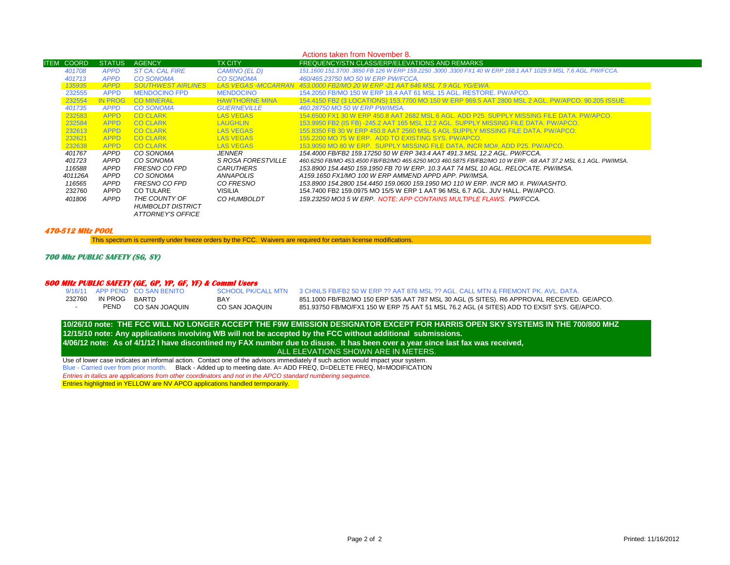Actions taken from November 8.

| ITEM | COORD | STATUS | AGENCY | TX CITY | FREQUENCY/STN CLASS/ERP/ELEVATIONS AND REMARKS |
|---|---|---|---|---|---|
| | *401708* | *APPD* | *ST CA: CAL FIRE* | *CAMINO (EL D)* | *151.1600 151.3700 .3850 FB 126 W ERP 159.2250 .3000 .3300 FX1 40 W ERP 168.1 AAT 1029.9 MSL 7.6 AGL. PW/FCCA.* |
| | *401713* | *APPD* | *CO SONOMA* | *CO SONOMA* | *460/465.23750 MO 50 W ERP PW/FCCA.* |
| | *135935* | *APPD* | *SOUTHWEST AIRLINES* | *LAS VEGAS -MCCARRAN* | *453.0000 FB2/MO 20 W ERP -21 AAT 646 MSL 7.9 AGL YG/EWA.* |
| | 232555 | APPD | MENDOCINO FPD | MENDOCINO | 154.2050 FB/MO 150 W ERP 18.4 AAT 61 MSL 15 AGL. RESTORE. PW/APCO. |
| | 232554 | IN PROG | CO MINERAL | HAWTHORNE MINA | 154.4150 FB2 (3 LOCATIONS) 153.7700 MO 150 W ERP 969.5 AAT 2800 MSL 2 AGL. PW/APCO. 90.205 ISSUE. |
| | *401735* | *APPD* | *CO SONOMA* | *GUERNEVILLE* | *460.28750 MO 50 W ERP PW/IMSA.* |
| | 232583 | APPD | CO CLARK | LAS VEGAS | 154.6500 FX1 30 W ERP 450.8 AAT 2682 MSL 6 AGL. ADD P25. SUPPLY MISSING FILE DATA. PW/APCO. |
| | 232584 | APPD | CO CLARK | LAUGHLIN | 153.9950 FB2 (IS FB) -245.2 AAT 165 MSL 12.2 AGL. SUPPLY MISSING FILE DATA. PW/APCO. |
| | 232613 | APPD | CO CLARK | LAS VEGAS | 155.8350 FB 30 W ERP 450.8 AAT 2560 MSL 6 AGL SUPPLY MISSING FILE DATA. PW/APCO. |
| | 232621 | APPD | CO CLARK | LAS VEGAS | 155.2200 MO 75 W ERP. ADD TO EXISTING SYS. PW/APCO. |
| | 232638 | APPD | CO CLARK | LAS VEGAS | 153.9050 MO 80 W ERP. SUPPLY MISSING FILE DATA, INCR MO#, ADD P25. PW/APCO. |
| | *401767* | *APPD* | *CO SONOMA* | *JENNER* | *154.4000 FB/FB2 159.17250 50 W ERP 343.4 AAT 491.3 MSL 12.2 AGL. PW/FCCA.* |
| | *401723* | *APPD* | *CO SONOMA* | *S ROSA FORESTVILLE* | *460.6250 FB/MO 453.4500 FB/FB2/MO 465.6250 MO3 460.5875 FB/FB2/MO 10 W ERP. -68 AAT 37.2 MSL 6.1 AGL. PW/IMSA.* |
| | *116588* | *APPD* | *FRESNO CO FPD* | *CARUTHERS* | *153.8900 154.4450 159.1950 FB 70 W ERP. 10.3 AAT 74 MSL 10 AGL. RELOCATE. PW/IMSA.* |
| | *401126A* | *APPD* | *CO SONOMA* | *ANNAPOLIS* | *A159.1650 FX1/MO 100 W ERP AMMEND APPD APP. PW/IMSA.* |
| | *116565* | *APPD* | *FRESNO CO FPD* | *CO FRESNO* | *153.8900 154.2800 154.4450 159.0600 159.1950 MO 110 W ERP. INCR MO #. PW/AASHTO.* |
| | 232760 | APPD | CO TULARE | VISILIA | 154.7400 FB2 159.0975 MO 15/5 W ERP 1 AAT 96 MSL 6.7 AGL. JUV HALL. PW/APCO. |
| | *401806* | *APPD* | *THE COUNTY OF HUMBOLDT DISTRICT ATTORNEY'S OFFICE* | *CO HUMBOLDT* | *159.23250 MO3 5 W ERP. NOTE: APP CONTAINS MULTIPLE FLAWS. PW/FCCA.* |

### *470-512 MHz POOL*

This spectrum is currently under freeze orders by the FCC. Waivers are required for certain license modifications.

### *700 Mhz PUBLIC SAFETY (SG, SY)*

### *800 MHz PUBLIC SAFETY (GE, GP, YP, GF, YF) & Comml Users*

| | | | | |
|---|---|---|---|---|
| 9/16/11 | APP PEND | CO SAN BENITO | SCHOOL PK/CALL MTN | 3 CHNLS FB/FB2 50 W ERP ?? AAT 876 MSL ?? AGL. CALL MTN & FREMONT PK. AVL. DATA. |
| 232760 | IN PROG | BARTD | BAY | 851.1000 FB/FB2/MO 150 ERP 535 AAT 787 MSL 30 AGL (5 SITES). R6 APPROVAL RECEIVED. GE/APCO. |
| - | PEND | CO SAN JOAQUIN | CO SAN JOAQUIN | 851.93750 FB/MO/FX1 150 W ERP 75 AAT 51 MSL 76.2 AGL (4 SITES) ADD TO EXSIT SYS. GE/APCO. |

**10/26/10 note: THE FCC WILL NO LONGER ACCEPT THE F9W EMISSION DESIGNATOR EXCEPT FOR HARRIS OPEN SKY SYSTEMS IN THE 700/800 MHZ**
**12/15/10 note: Any applications involving WB will not be accepted by the FCC without additional submissions.**
**4/06/12 note: As of 4/1/12 I have discontined my FAX number due to disuse. It has been over a year since last fax was received,**
ALL ELEVATIONS SHOWN ARE IN METERS.

Use of lower case indicates an informal action. Contact one of the advisors immediately if such action would impact your system.

Blue - Carried over from prior month. Black - Added up to meeting date. A= ADD FREQ, D=DELETE FREQ, M=MODIFICATION

*Entries in italics are applications from other coordinators and not in the APCO standard numbering sequence.*

Entries highlighted in YELLOW are NV APCO applications handled termporarily.

Printed: 11/16/2012